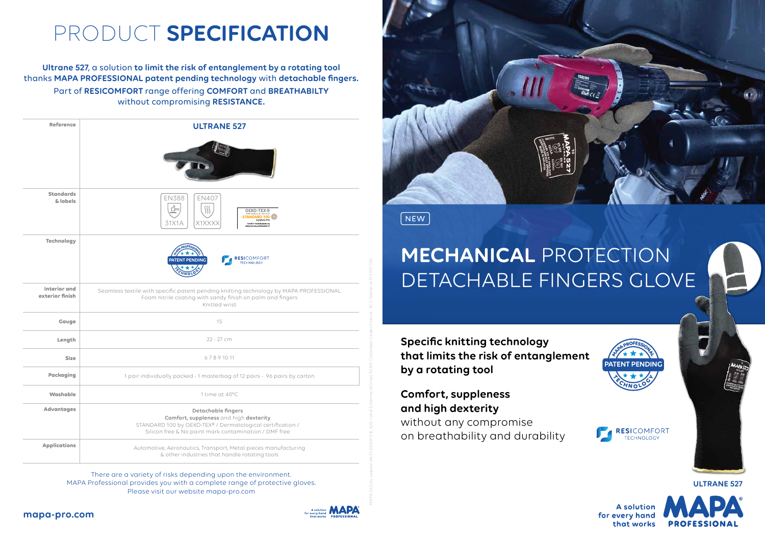# PRODUCT **SPECIFICATION**

**Ultrane 527**, a solution **to limit the risk of entanglement by a rotating tool** thanks **MAPA PROFESSIONAL patent pending technology** with **detachable fingers.**
Part of **RESICOMFORT** range offering **COMFORT** and **BREATHABILTY** without compromising **RESISTANCE.**

| Reference | ULTRANE 527 |
|---|---|
| Standards & labels | EN388 31X1A / EN407 X1XXXX / OEKO-TEX® STANDARD 100 |
| Technology | MAPA PROFESSIONAL PATENT PENDING TECHNOLOGY / RESICOMFORT TECHNOLOGY |
| Interior and exterior finish | Seamless textile with specific patent pending knitting technology by MAPA PROFESSIONAL<br>Foam nitrile coating with sandy finish on palm and fingers<br>Knitted wrist |
| Gauge | 15 |
| Length | 22 - 27 cm |
| Size | 6 7 8 9 10 11 |
| Packaging | 1 pair individually packed - 1 masterbag of 12 pairs - 96 pairs by carton |
| Washable | 1 time at 40°C |
| Advantages | **Detachable fingers**<br>**Comfort, suppleness** and high **dexterity**<br>STANDARD 100 by OEKO-TEX® / Dermatological certification /<br>Silicon free & No paint mark contamination / DMF free |
| Applications | Automotive, Aeronautics, Transport, Metal pieces manufacturing<br>& other industries that handle rotating tools |

There are a variety of risks depending upon the environment.
MAPA Professional provides you with a complete range of protective gloves.
Please visit our website mapa-pro.com

**mapa-pro.com**

NEW

# **MECHANICAL** PROTECTION DETACHABLE FINGERS GLOVE

**Specific knitting technology that limits the risk of entanglement by a rotating tool**

**Comfort, suppleness and high dexterity**
without any compromise on breathability and durability

PATENT PENDING TECHNOLOGY

RESICOMFORT TECHNOLOGY

**ULTRANE 527**

**A solution for every hand that works**

**MAPA® PROFESSIONAL**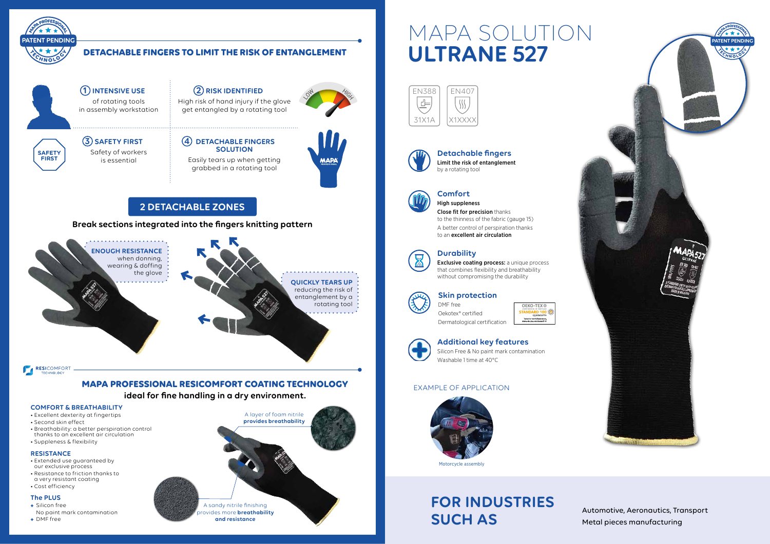# DETACHABLE FINGERS TO LIMIT THE RISK OF ENTANGLEMENT

PATENT PENDING

**1 INTENSIVE USE**
of rotating tools in assembly workstation

**2 RISK IDENTIFIED**
High risk of hand injury if the glove get entangled by a rotating tool

LOW HIGH

**3 SAFETY FIRST**
Safety of workers is essential

SAFETY FIRST

**4 DETACHABLE FINGERS SOLUTION**
Easily tears up when getting grabbed in a rotating tool

## 2 DETACHABLE ZONES

**Break sections integrated into the fingers knitting pattern**

**ENOUGH RESISTANCE** when donning, wearing & doffing the glove

**QUICKLY TEARS UP** reducing the risk of entanglement by a rotating tool

RESICOMFORT TECHNOLOGY

## MAPA PROFESSIONAL RESICOMFORT COATING TECHNOLOGY

**ideal for fine handling in a dry environment.**

### COMFORT & BREATHABILITY

- Excellent dexterity at fingertips
- Second skin effect
- Breathability: a better perspiration control thanks to an excellent air circulation
- Suppleness & flexibility

### RESISTANCE

- Extended use guaranteed by our exclusive process
- Resistance to friction thanks to a very resistant coating
- Cost efficiency

### The PLUS

- Silicon free
  No paint mark contamination
- DMF free

A layer of foam nitrile **provides breathability**

A sandy nitrile finishing provides more **breathability and resistance**

# MAPA SOLUTION **ULTRANE 527**

EN388 31X1A

EN407 X1XXXX

PATENT PENDING

### Detachable fingers

**Limit the risk of entanglement** by a rotating tool

### Comfort

**High suppleness**

**Close fit for precision** thanks to the thinness of the fabric (gauge 15)

A better control of perspiration thanks to an **excellent air circulation**

### Durability

**Exclusive coating process:** a unique process that combines flexibility and breathability without compromising the durability

### Skin protection

DMF free

Oekotex® certified

Dermatological certification

OEKO-TEX® STANDARD 100

### Additional key features

Silicon Free & No paint mark contamination

Washable 1 time at 40°C

EXAMPLE OF APPLICATION

Motorcycle assembly

## FOR INDUSTRIES SUCH AS

Automotive, Aeronautics, Transport
Metal pieces manufacturing